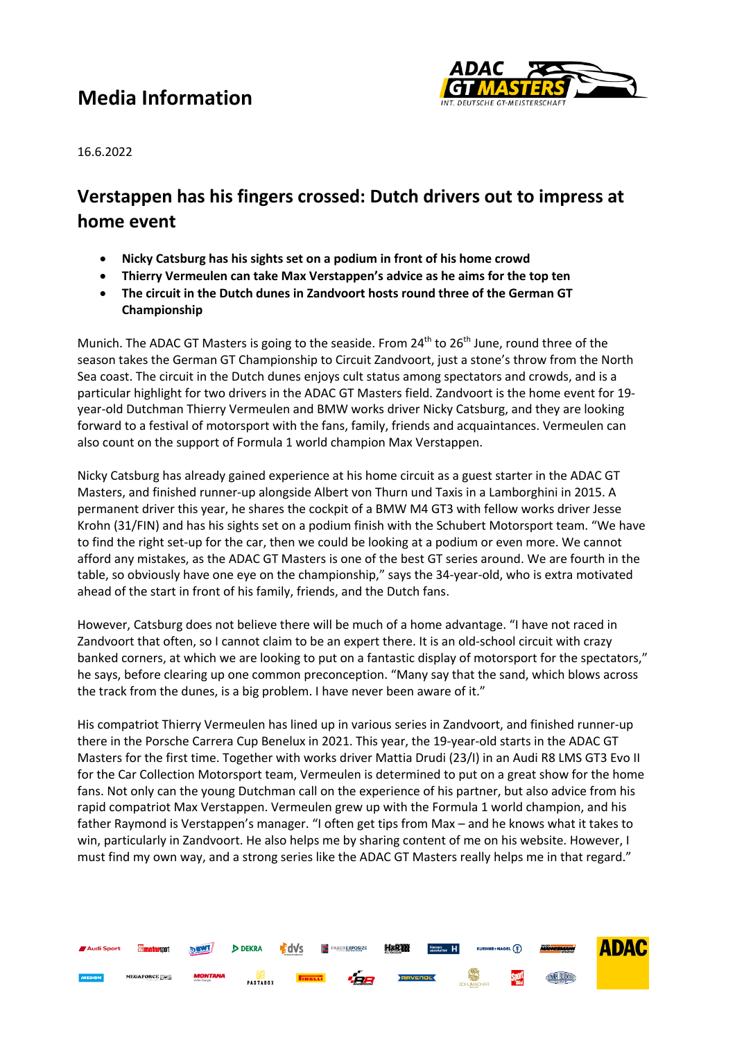# Media Information

16.6.2022

## Verstappen has his fingers crossed: Dutch drivers out to impress at home event

- **Nicky Catsburg has his sights set on a podium in front of his home crowd**
- **Thierry Vermeulen can take Max Verstappen's advice as he aims for the top ten**
- **The circuit in the Dutch dunes in Zandvoort hosts round three of the German GT Championship**

Munich. The ADAC GT Masters is going to the seaside. From 24th to 26th June, round three of the season takes the German GT Championship to Circuit Zandvoort, just a stone's throw from the North Sea coast. The circuit in the Dutch dunes enjoys cult status among spectators and crowds, and is a particular highlight for two drivers in the ADAC GT Masters field. Zandvoort is the home event for 19-year-old Dutchman Thierry Vermeulen and BMW works driver Nicky Catsburg, and they are looking forward to a festival of motorsport with the fans, family, friends and acquaintances. Vermeulen can also count on the support of Formula 1 world champion Max Verstappen.

Nicky Catsburg has already gained experience at his home circuit as a guest starter in the ADAC GT Masters, and finished runner-up alongside Albert von Thurn und Taxis in a Lamborghini in 2015. A permanent driver this year, he shares the cockpit of a BMW M4 GT3 with fellow works driver Jesse Krohn (31/FIN) and has his sights set on a podium finish with the Schubert Motorsport team. "We have to find the right set-up for the car, then we could be looking at a podium or even more. We cannot afford any mistakes, as the ADAC GT Masters is one of the best GT series around. We are fourth in the table, so obviously have one eye on the championship," says the 34-year-old, who is extra motivated ahead of the start in front of his family, friends, and the Dutch fans.

However, Catsburg does not believe there will be much of a home advantage. "I have not raced in Zandvoort that often, so I cannot claim to be an expert there. It is an old-school circuit with crazy banked corners, at which we are looking to put on a fantastic display of motorsport for the spectators," he says, before clearing up one common preconception. "Many say that the sand, which blows across the track from the dunes, is a big problem. I have never been aware of it."

His compatriot Thierry Vermeulen has lined up in various series in Zandvoort, and finished runner-up there in the Porsche Carrera Cup Benelux in 2021. This year, the 19-year-old starts in the ADAC GT Masters for the first time. Together with works driver Mattia Drudi (23/I) in an Audi R8 LMS GT3 Evo II for the Car Collection Motorsport team, Vermeulen is determined to put on a great show for the home fans. Not only can the young Dutchman call on the experience of his partner, but also advice from his rapid compatriot Max Verstappen. Vermeulen grew up with the Formula 1 world champion, and his father Raymond is Verstappen's manager. "I often get tips from Max – and he knows what it takes to win, particularly in Zandvoort. He also helps me by sharing content of me on his website. However, I must find my own way, and a strong series like the ADAC GT Masters really helps me in that regard."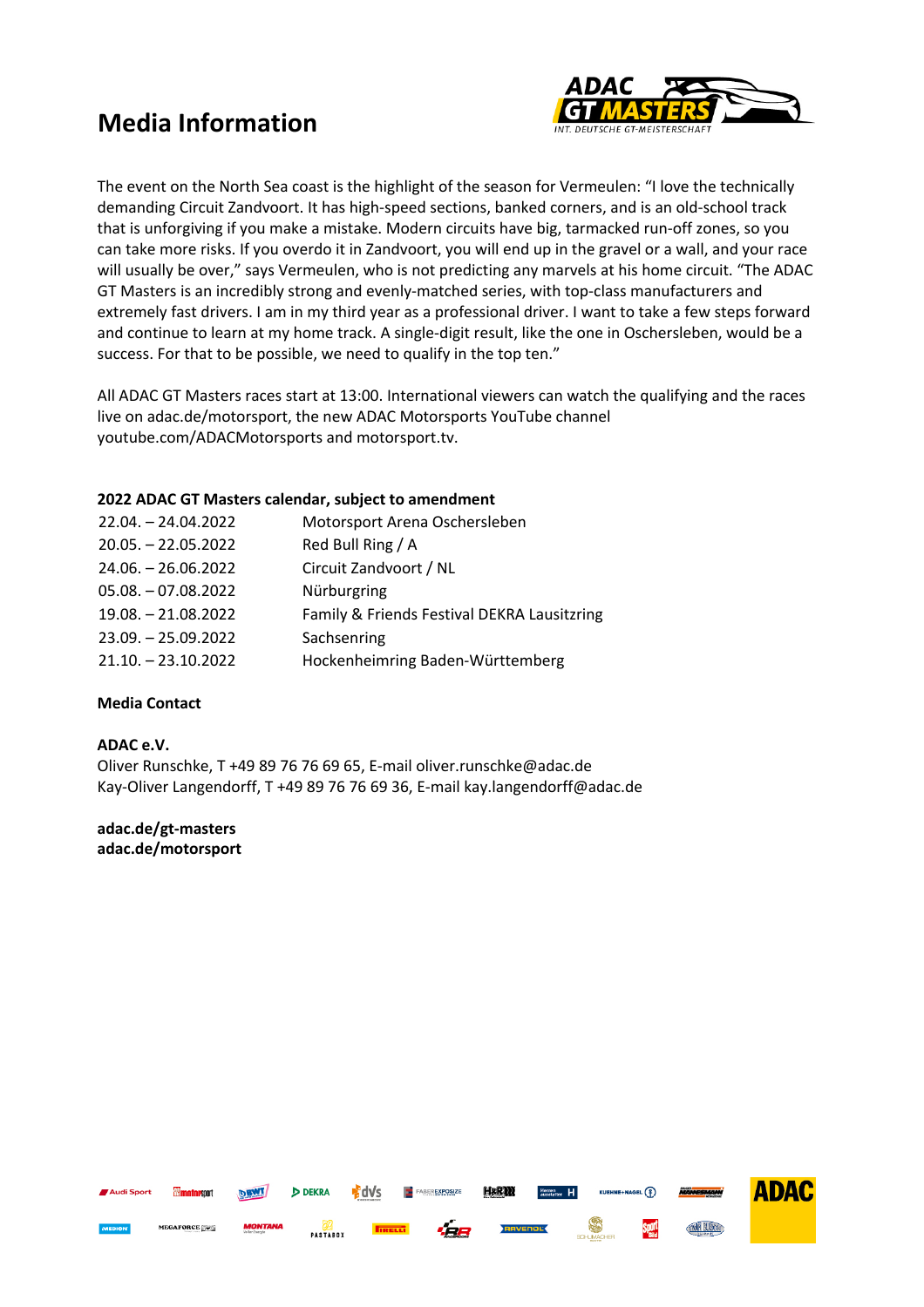# Media Information

The event on the North Sea coast is the highlight of the season for Vermeulen: "I love the technically demanding Circuit Zandvoort. It has high-speed sections, banked corners, and is an old-school track that is unforgiving if you make a mistake. Modern circuits have big, tarmacked run-off zones, so you can take more risks. If you overdo it in Zandvoort, you will end up in the gravel or a wall, and your race will usually be over," says Vermeulen, who is not predicting any marvels at his home circuit. "The ADAC GT Masters is an incredibly strong and evenly-matched series, with top-class manufacturers and extremely fast drivers. I am in my third year as a professional driver. I want to take a few steps forward and continue to learn at my home track. A single-digit result, like the one in Oschersleben, would be a success. For that to be possible, we need to qualify in the top ten."

All ADAC GT Masters races start at 13:00. International viewers can watch the qualifying and the races live on adac.de/motorsport, the new ADAC Motorsports YouTube channel youtube.com/ADACMotorsports and motorsport.tv.

**2022 ADAC GT Masters calendar, subject to amendment**

| | |
|---|---|
| 22.04. – 24.04.2022 | Motorsport Arena Oschersleben |
| 20.05. – 22.05.2022 | Red Bull Ring / A |
| 24.06. – 26.06.2022 | Circuit Zandvoort / NL |
| 05.08. – 07.08.2022 | Nürburgring |
| 19.08. – 21.08.2022 | Family & Friends Festival DEKRA Lausitzring |
| 23.09. – 25.09.2022 | Sachsenring |
| 21.10. – 23.10.2022 | Hockenheimring Baden-Württemberg |

**Media Contact**

**ADAC e.V.**
Oliver Runschke, T +49 89 76 76 69 65, E-mail oliver.runschke@adac.de
Kay-Oliver Langendorff, T +49 89 76 76 69 36, E-mail kay.langendorff@adac.de

**adac.de/gt-masters**
**adac.de/motorsport**